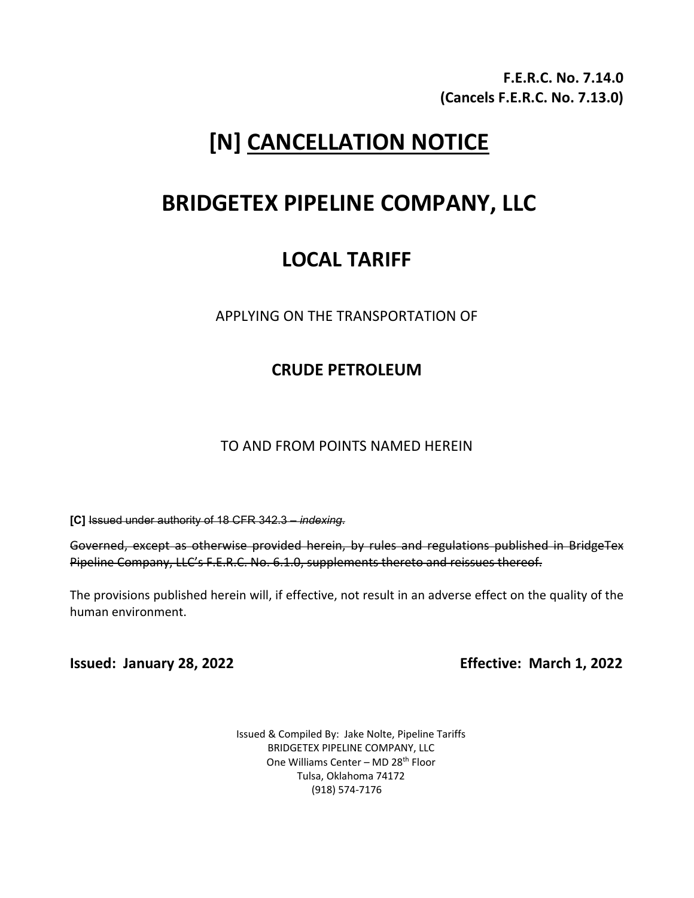**F.E.R.C. No. 7.14.0**
**(Cancels F.E.R.C. No. 7.13.0)**

# [N] CANCELLATION NOTICE

# BRIDGETEX PIPELINE COMPANY, LLC

## LOCAL TARIFF

APPLYING ON THE TRANSPORTATION OF

### CRUDE PETROLEUM

TO AND FROM POINTS NAMED HEREIN

**[C]** ~~Issued under authority of 18 CFR 342.3 – *indexing*.~~

~~Governed, except as otherwise provided herein, by rules and regulations published in BridgeTex Pipeline Company, LLC's F.E.R.C. No. 6.1.0, supplements thereto and reissues thereof.~~

The provisions published herein will, if effective, not result in an adverse effect on the quality of the human environment.

**Issued: January 28, 2022** **Effective: March 1, 2022**

Issued & Compiled By: Jake Nolte, Pipeline Tariffs
BRIDGETEX PIPELINE COMPANY, LLC
One Williams Center – MD 28th Floor
Tulsa, Oklahoma 74172
(918) 574-7176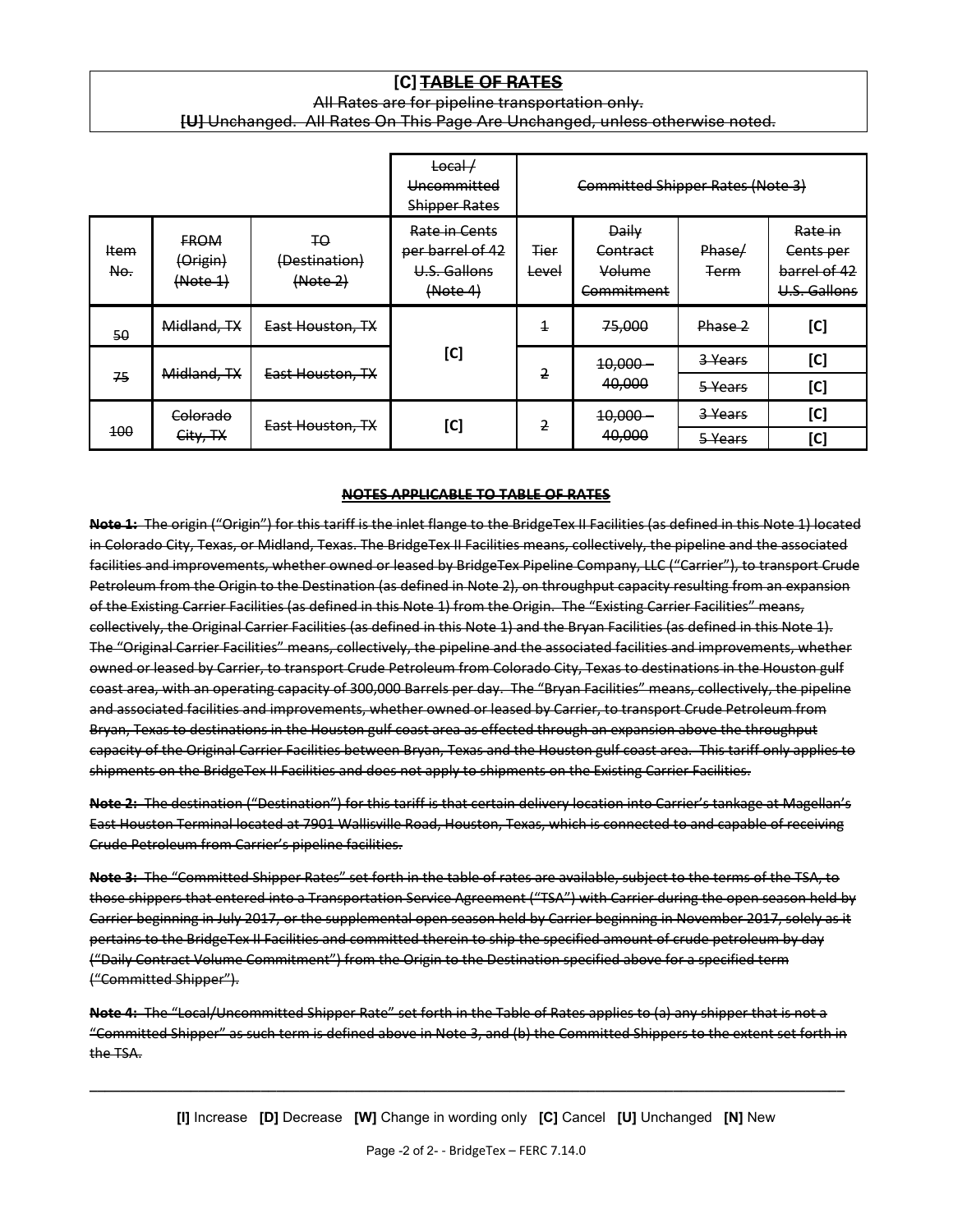## [C] ~~TABLE OF RATES~~

~~All Rates are for pipeline transportation only.~~

**[U]** ~~Unchanged. All Rates On This Page Are Unchanged, unless otherwise noted.~~

| | | | ~~Local / Uncommitted Shipper Rates~~ | ~~Committed Shipper Rates (Note 3)~~ | | | |
|---|---|---|---|---|---|---|---|
| ~~Item No.~~ | ~~FROM (Origin) (Note 1)~~ | ~~TO (Destination) (Note 2)~~ | ~~Rate in Cents per barrel of 42 U.S. Gallons (Note 4)~~ | ~~Tier Level~~ | ~~Daily Contract Volume Commitment~~ | ~~Phase/ Term~~ | ~~Rate in Cents per barrel of 42 U.S. Gallons~~ |
| ~~50~~ | ~~Midland, TX~~ | ~~East Houston, TX~~ | [C] | ~~1~~ | ~~75,000~~ | ~~Phase 2~~ | [C] |
| ~~75~~ | ~~Midland, TX~~ | ~~East Houston, TX~~ | | ~~2~~ | ~~10,000 – 40,000~~ | ~~3 Years~~ | [C] |
| | | | | | | ~~5 Years~~ | [C] |
| ~~100~~ | ~~Colorado City, TX~~ | ~~East Houston, TX~~ | [C] | ~~2~~ | ~~10,000 – 40,000~~ | ~~3 Years~~ | [C] |
| | | | | | | ~~5 Years~~ | [C] |

### ~~NOTES APPLICABLE TO TABLE OF RATES~~

~~**Note 1:** The origin ("Origin") for this tariff is the inlet flange to the BridgeTex II Facilities (as defined in this Note 1) located in Colorado City, Texas, or Midland, Texas. The BridgeTex II Facilities means, collectively, the pipeline and the associated facilities and improvements, whether owned or leased by BridgeTex Pipeline Company, LLC ("Carrier"), to transport Crude Petroleum from the Origin to the Destination (as defined in Note 2), on throughput capacity resulting from an expansion of the Existing Carrier Facilities (as defined in this Note 1) from the Origin. The "Existing Carrier Facilities" means, collectively, the Original Carrier Facilities (as defined in this Note 1) and the Bryan Facilities (as defined in this Note 1). The "Original Carrier Facilities" means, collectively, the pipeline and the associated facilities and improvements, whether owned or leased by Carrier, to transport Crude Petroleum from Colorado City, Texas to destinations in the Houston gulf coast area, with an operating capacity of 300,000 Barrels per day. The "Bryan Facilities" means, collectively, the pipeline and associated facilities and improvements, whether owned or leased by Carrier, to transport Crude Petroleum from Bryan, Texas to destinations in the Houston gulf coast area as effected through an expansion above the throughput capacity of the Original Carrier Facilities between Bryan, Texas and the Houston gulf coast area. This tariff only applies to shipments on the BridgeTex II Facilities and does not apply to shipments on the Existing Carrier Facilities.~~

~~**Note 2:** The destination ("Destination") for this tariff is that certain delivery location into Carrier's tankage at Magellan's East Houston Terminal located at 7901 Wallisville Road, Houston, Texas, which is connected to and capable of receiving Crude Petroleum from Carrier's pipeline facilities.~~

~~**Note 3:** The "Committed Shipper Rates" set forth in the table of rates are available, subject to the terms of the TSA, to those shippers that entered into a Transportation Service Agreement ("TSA") with Carrier during the open season held by Carrier beginning in July 2017, or the supplemental open season held by Carrier beginning in November 2017, solely as it pertains to the BridgeTex II Facilities and committed therein to ship the specified amount of crude petroleum by day ("Daily Contract Volume Commitment") from the Origin to the Destination specified above for a specified term ("Committed Shipper").~~

~~**Note 4:** The "Local/Uncommitted Shipper Rate" set forth in the Table of Rates applies to (a) any shipper that is not a "Committed Shipper" as such term is defined above in Note 3, and (b) the Committed Shippers to the extent set forth in the TSA.~~

---

**[I]** Increase **[D]** Decrease **[W]** Change in wording only **[C]** Cancel **[U]** Unchanged **[N]** New